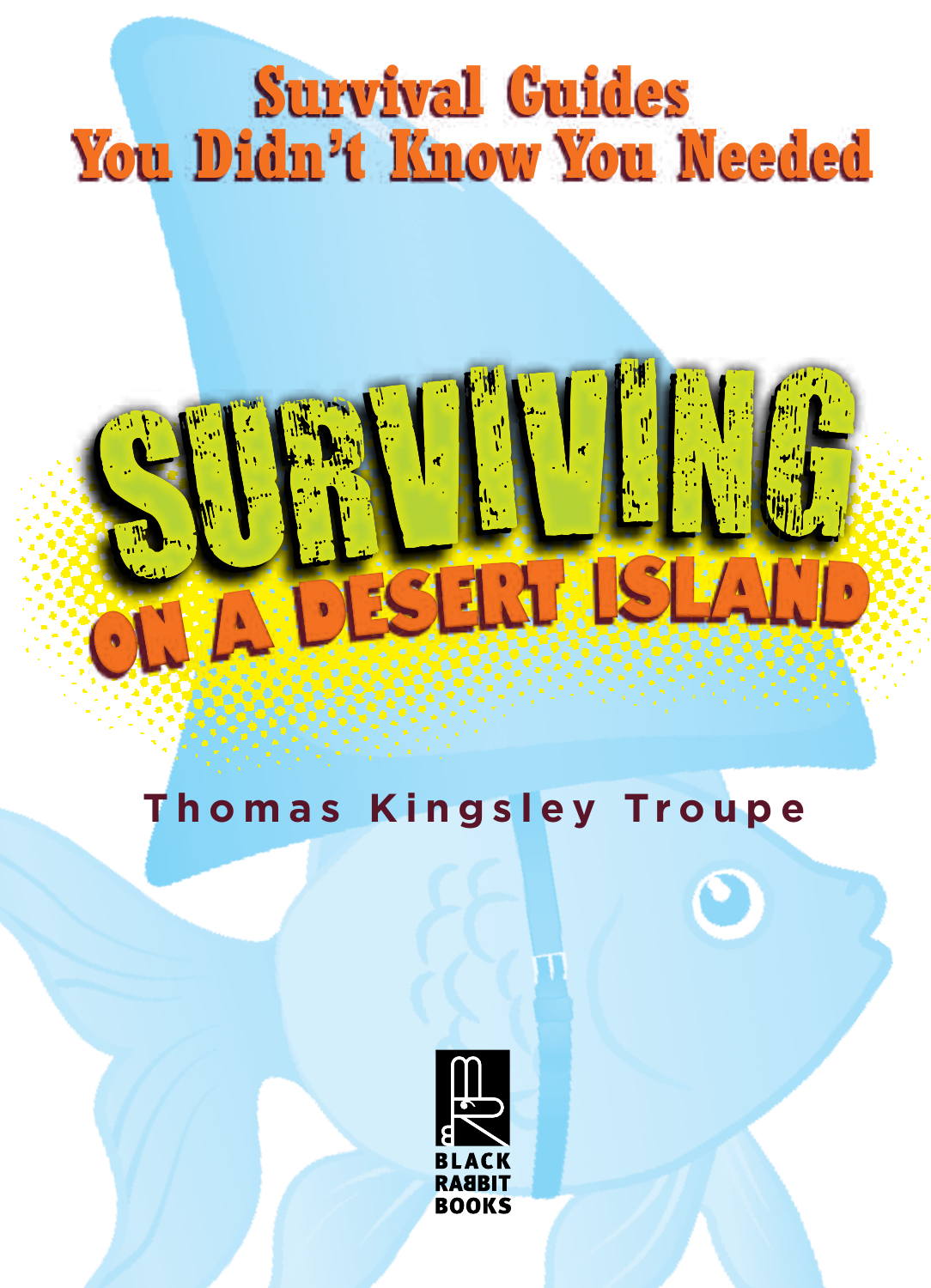# Survival Guides You Didn't Know You Needed

# SURVIVING ON A DESERT ISLAND

**Thomas Kingsley Troupe**

BLACK RABBIT BOOKS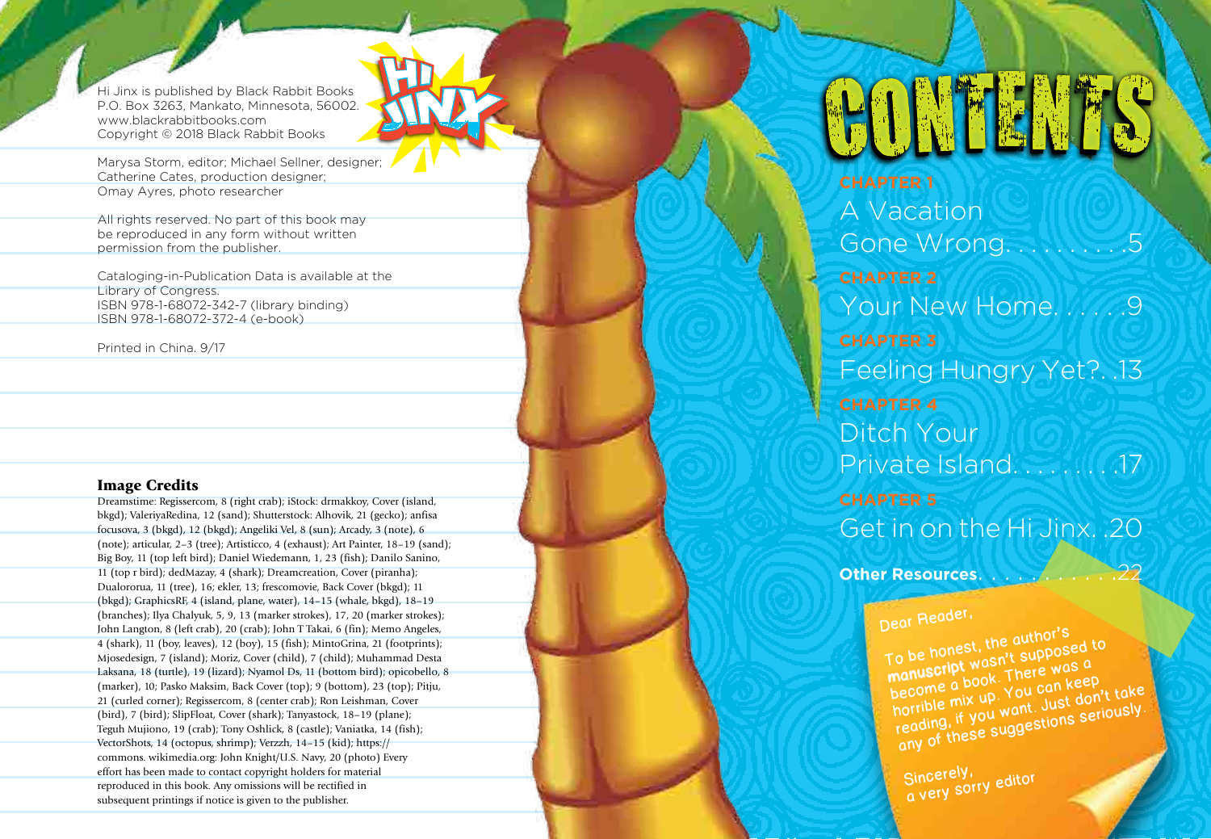Hi Jinx is published by Black Rabbit Books
P.O. Box 3263, Mankato, Minnesota, 56002.
www.blackrabbitbooks.com
Copyright © 2018 Black Rabbit Books

Marysa Storm, editor; Michael Sellner, designer;
Catherine Cates, production designer;
Omay Ayres, photo researcher

All rights reserved. No part of this book may be reproduced in any form without written permission from the publisher.

Cataloging-in-Publication Data is available at the Library of Congress.
ISBN 978-1-68072-342-7 (library binding)
ISBN 978-1-68072-372-4 (e-book)

Printed in China. 9/17

**Image Credits**

Dreamstime: Regissercom, 8 (right crab); iStock: drmakkoy, Cover (island, bkgd); ValeriyaRedina, 12 (sand); Shutterstock: Alhovik, 21 (gecko); anfisa focusova, 3 (bkgd), 12 (bkgd); Angeliki Vel, 8 (sun); Arcady, 3 (note), 6 (note); articular, 2–3 (tree); Artisticco, 4 (exhaust); Art Painter, 18–19 (sand); Big Boy, 11 (top left bird); Daniel Wiedemann, 1, 23 (fish); Danilo Sanino, 11 (top r bird); dedMazay, 4 (shark); Dreamcreation, Cover (piranha); Dualororua, 11 (tree), 16; ekler, 13; frescomovie, Back Cover (bkgd); 11 (bkgd); GraphicsRF, 4 (island, plane, water), 14–15 (whale, bkgd), 18–19 (branches); Ilya Chalyuk, 5, 9, 13 (marker strokes), 17, 20 (marker strokes); John Langton, 8 (left crab), 20 (crab); John T Takai, 6 (fin); Memo Angeles, 4 (shark), 11 (boy, leaves), 12 (boy), 15 (fish); MintoGrina, 21 (footprints); Mjosedesign, 7 (island); Moriz, Cover (child), 7 (child); Muhammad Desta Laksana, 18 (turtle), 19 (lizard); Nyamol Ds, 11 (bottom bird); opicobello, 8 (marker), 10; Pasko Maksim, Back Cover (top); 9 (bottom), 23 (top); Pitju, 21 (curled corner); Regissercom, 8 (center crab); Ron Leishman, Cover (bird), 7 (bird); SlipFloat, Cover (shark); Tanyastock, 18–19 (plane); Teguh Mujiono, 19 (crab); Tony Oshlick, 8 (castle); Vaniatka, 14 (fish); VectorShots, 14 (octopus, shrimp); Verzzh, 14–15 (kid); https://commons.wikimedia.org: John Knight/U.S. Navy, 20 (photo) Every effort has been made to contact copyright holders for material reproduced in this book. Any omissions will be rectified in subsequent printings if notice is given to the publisher.

# CONTENTS

**CHAPTER 1**
A Vacation Gone Wrong. . . . . . . . . .5

**CHAPTER 2**
Your New Home. . . . . .9

**CHAPTER 3**
Feeling Hungry Yet?. .13

**CHAPTER 4**
Ditch Your Private Island. . . . . . . . .17

**CHAPTER 5**
Get in on the Hi Jinx. .20

**Other Resources**. . . . . . . . . . .22

Dear Reader,

To be honest, the author's **manuscript** wasn't supposed to become a book. There was a horrible mix up. You can keep reading, if you want. Just don't take any of these suggestions seriously.

Sincerely,
a very sorry editor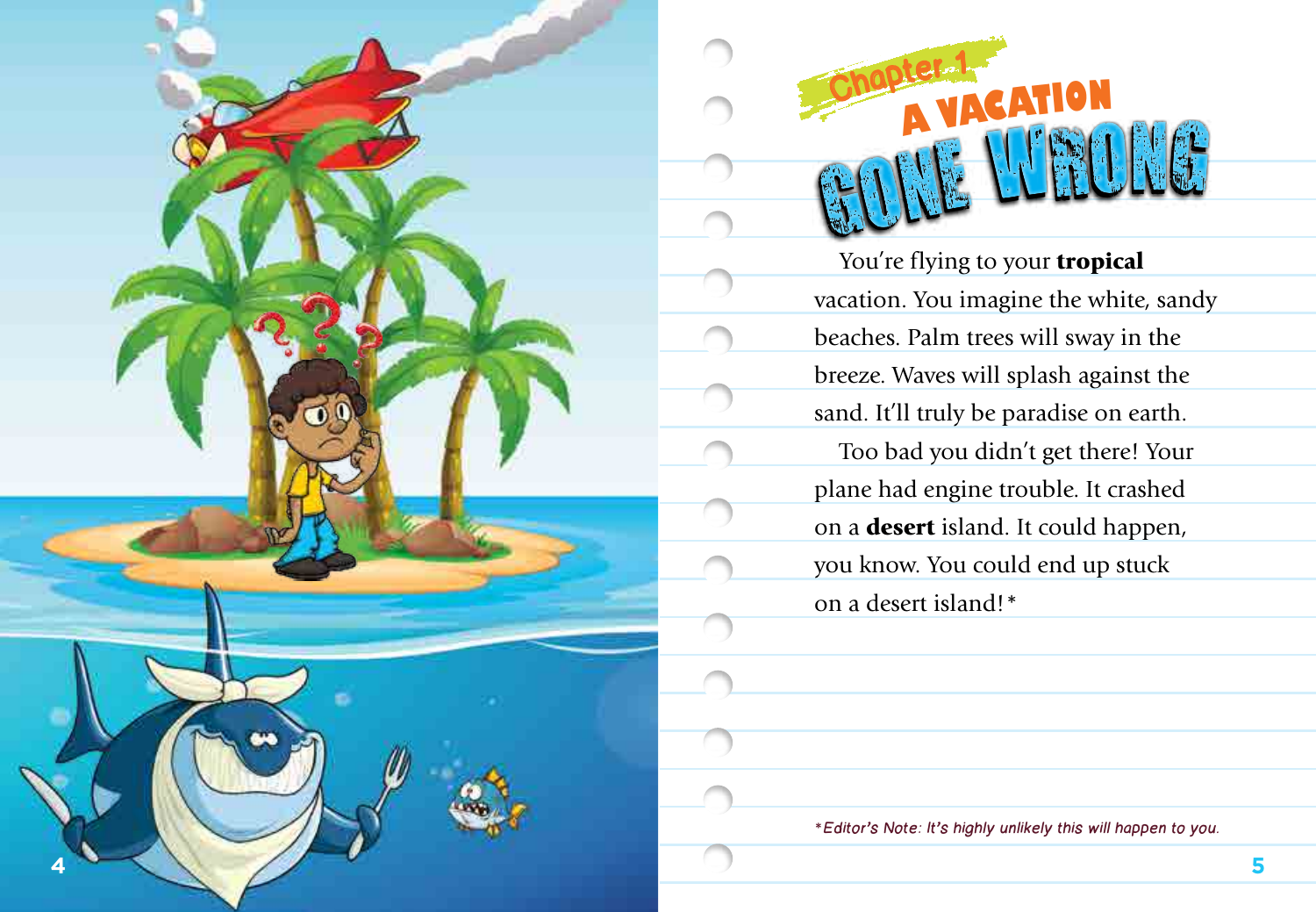## Chapter 1

# A VACATION GONE WRONG

You're flying to your **tropical** vacation. You imagine the white, sandy beaches. Palm trees will sway in the breeze. Waves will splash against the sand. It'll truly be paradise on earth.

Too bad you didn't get there! Your plane had engine trouble. It crashed on a **desert** island. It could happen, you know. You could end up stuck on a desert island!*

**Editor's Note: It's highly unlikely this will happen to you.*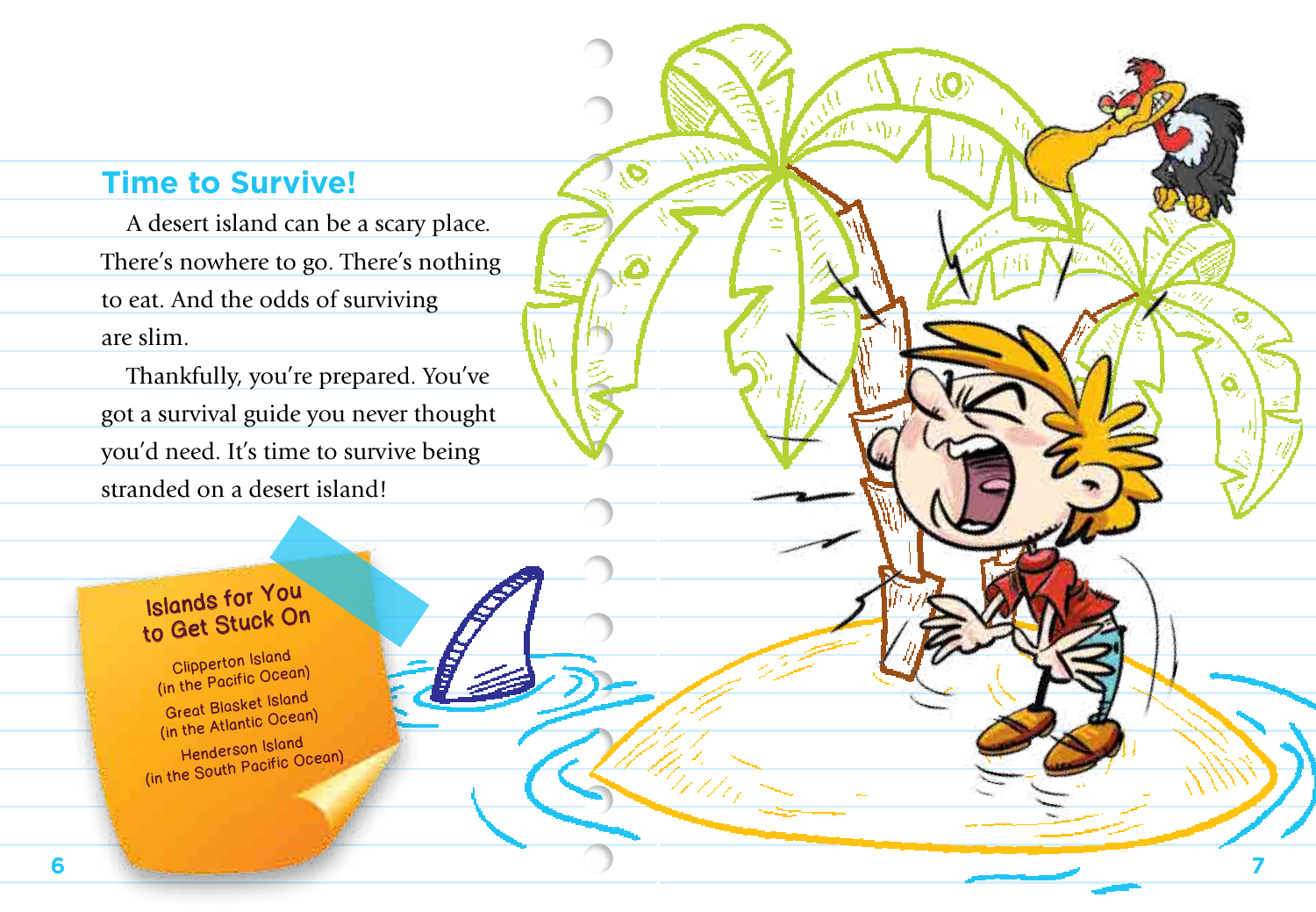## Time to Survive!

A desert island can be a scary place. There's nowhere to go. There's nothing to eat. And the odds of surviving are slim.

Thankfully, you're prepared. You've got a survival guide you never thought you'd need. It's time to survive being stranded on a desert island!

### Islands for You to Get Stuck On

Clipperton Island
(in the Pacific Ocean)

Great Blasket Island
(in the Atlantic Ocean)

Henderson Island
(in the South Pacific Ocean)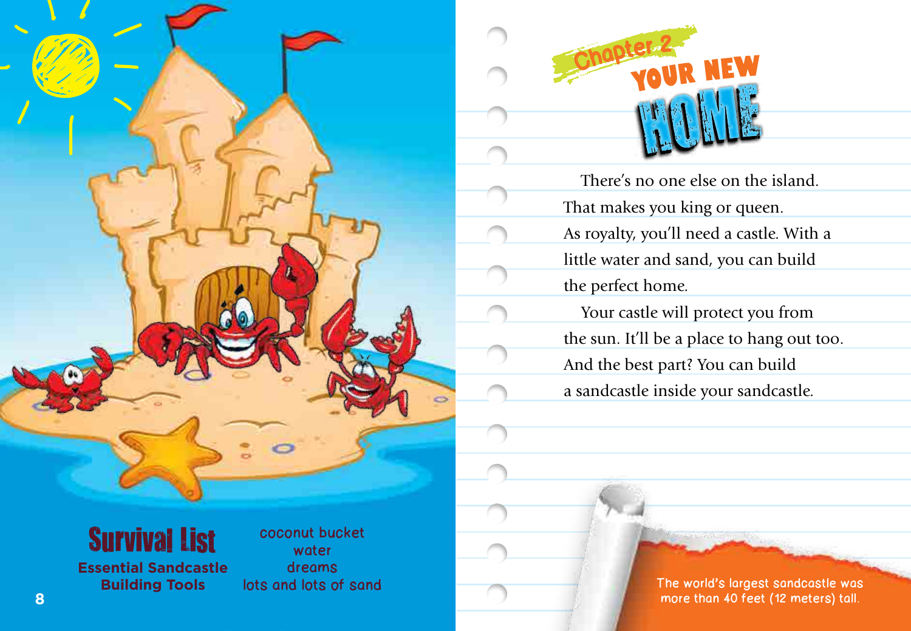## Survival List

**Essential Sandcastle Building Tools**

- coconut bucket
- water
- dreams
- lots and lots of sand

# Chapter 2 YOUR NEW HOME

There's no one else on the island. That makes you king or queen. As royalty, you'll need a castle. With a little water and sand, you can build the perfect home.

Your castle will protect you from the sun. It'll be a place to hang out too. And the best part? You can build a sandcastle inside your sandcastle.

The world's largest sandcastle was more than 40 feet (12 meters) tall.